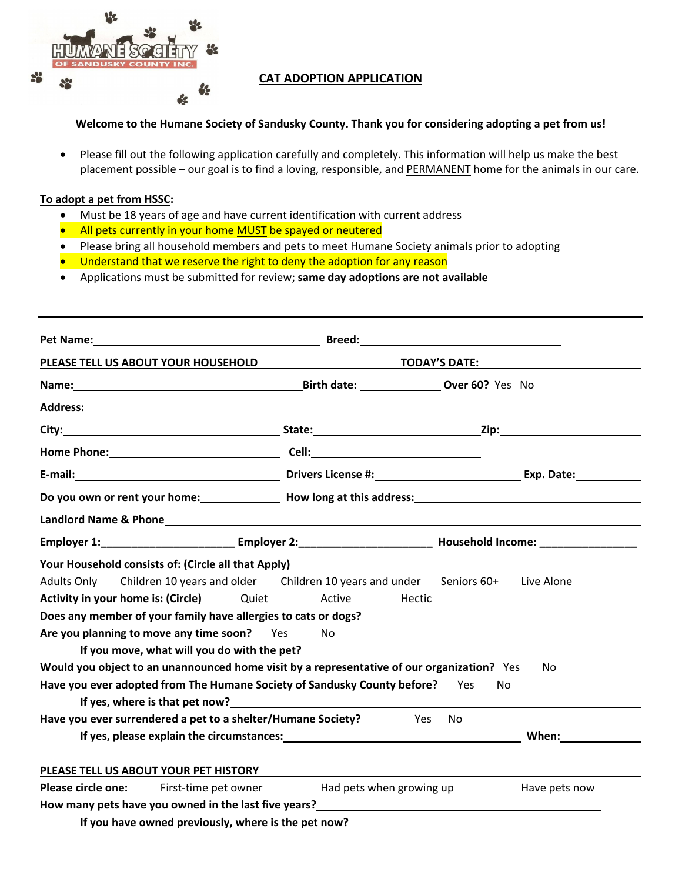HUMANE SOCIETY OF SANDUSKY COUNTY INC.

# CAT ADOPTION APPLICATION

**Welcome to the Humane Society of Sandusky County. Thank you for considering adopting a pet from us!**

- Please fill out the following application carefully and completely. This information will help us make the best placement possible – our goal is to find a loving, responsible, and PERMANENT home for the animals in our care.

**To adopt a pet from HSSC:**

- Must be 18 years of age and have current identification with current address
- All pets currently in your home MUST be spayed or neutered
- Please bring all household members and pets to meet Humane Society animals prior to adopting
- Understand that we reserve the right to deny the adoption for any reason
- Applications must be submitted for review; **same day adoptions are not available**

---

**Pet Name:** ______________________ **Breed:** ______________________

**PLEASE TELL US ABOUT YOUR HOUSEHOLD** **TODAY'S DATE:** ______________________

**Name:** ______________________ **Birth date:** ____________ **Over 60?** Yes No

**Address:** ______________________

**City:** ______________________ **State:** ______________________ **Zip:** ______________________

**Home Phone:** ______________________ **Cell:** ______________________

**E-mail:** ______________________ **Drivers License #:** ______________________ **Exp. Date:** ____________

**Do you own or rent your home:** ____________ **How long at this address:** ______________________

**Landlord Name & Phone** ______________________

**Employer 1:**______________________ **Employer 2:**______________________ **Household Income:** ________________

**Your Household consists of: (Circle all that Apply)**
Adults Only    Children 10 years and older    Children 10 years and under    Seniors 60+    Live Alone

**Activity in your home is: (Circle)**    Quiet    Active    Hectic

**Does any member of your family have allergies to cats or dogs?** ______________________

**Are you planning to move any time soon?**    Yes    No

**If you move, what will you do with the pet?** ______________________

**Would you object to an unannounced home visit by a representative of our organization?**    Yes    No

**Have you ever adopted from The Humane Society of Sandusky County before?**    Yes    No

**If yes, where is that pet now?** ______________________

**Have you ever surrendered a pet to a shelter/Humane Society?**    Yes    No

**If yes, please explain the circumstances:** ______________________ **When:** ____________

**PLEASE TELL US ABOUT YOUR PET HISTORY**

**Please circle one:**    First-time pet owner    Had pets when growing up    Have pets now

**How many pets have you owned in the last five years?** ______________________

**If you have owned previously, where is the pet now?** ______________________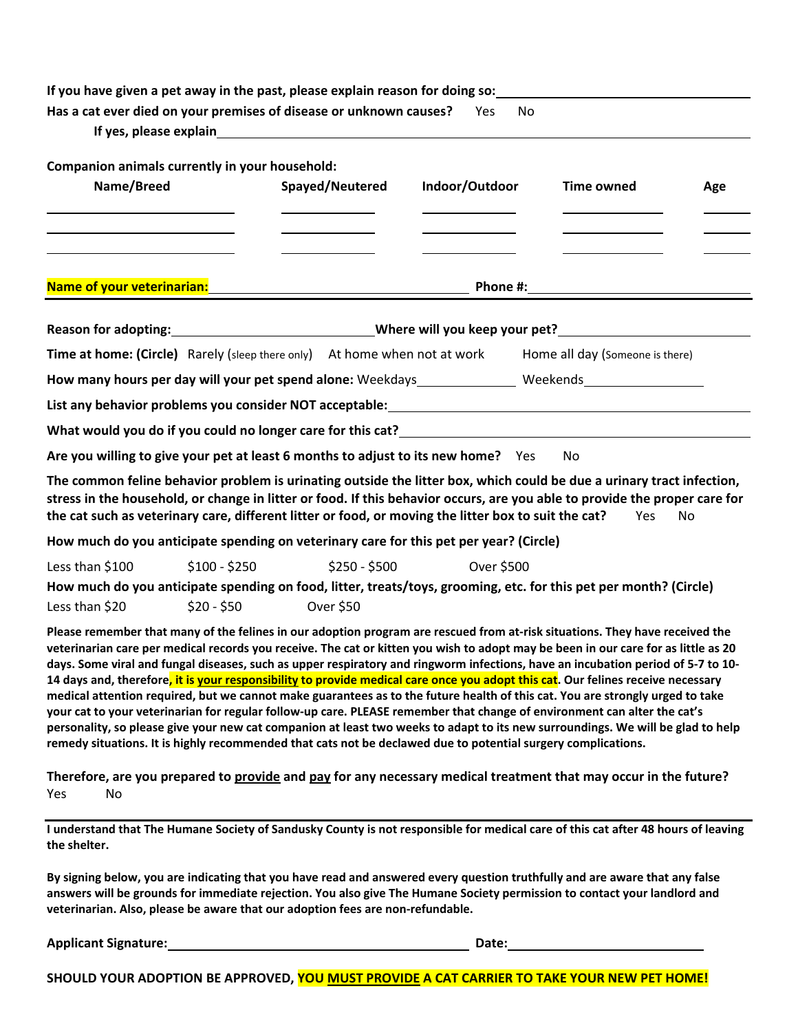**If you have given a pet away in the past, please explain reason for doing so:** ____________________

**Has a cat ever died on your premises of disease or unknown causes?** Yes No

**If yes, please explain** ____________________

**Companion animals currently in your household:**

| Name/Breed | Spayed/Neutered | Indoor/Outdoor | Time owned | Age |
|---|---|---|---|---|
| | | | | |
| | | | | |
| | | | | |

**Name of your veterinarian:** ____________________ **Phone #:** ____________________

---

**Reason for adopting:** ____________________ **Where will you keep your pet?** ____________________

**Time at home: (Circle)** Rarely (sleep there only) At home when not at work Home all day (Someone is there)

**How many hours per day will your pet spend alone:** Weekdays__________ Weekends__________

**List any behavior problems you consider NOT acceptable:** ____________________

**What would you do if you could no longer care for this cat?** ____________________

**Are you willing to give your pet at least 6 months to adjust to its new home?** Yes No

**The common feline behavior problem is urinating outside the litter box, which could be due a urinary tract infection, stress in the household, or change in litter or food. If this behavior occurs, are you able to provide the proper care for the cat such as veterinary care, different litter or food, or moving the litter box to suit the cat?** Yes No

**How much do you anticipate spending on veterinary care for this pet per year? (Circle)**

Less than $100 $100 - $250 $250 - $500 Over $500

**How much do you anticipate spending on food, litter, treats/toys, grooming, etc. for this pet per month? (Circle)**

Less than $20 $20 - $50 Over $50

**Please remember that many of the felines in our adoption program are rescued from at-risk situations. They have received the veterinarian care per medical records you receive. The cat or kitten you wish to adopt may be been in our care for as little as 20 days. Some viral and fungal diseases, such as upper respiratory and ringworm infections, have an incubation period of 5-7 to 10-14 days and, therefore, it is your responsibility to provide medical care once you adopt this cat. Our felines receive necessary medical attention required, but we cannot make guarantees as to the future health of this cat. You are strongly urged to take your cat to your veterinarian for regular follow-up care. PLEASE remember that change of environment can alter the cat's personality, so please give your new cat companion at least two weeks to adapt to its new surroundings. We will be glad to help remedy situations. It is highly recommended that cats not be declawed due to potential surgery complications.**

**Therefore, are you prepared to provide and pay for any necessary medical treatment that may occur in the future?**
Yes No

---

**I understand that The Humane Society of Sandusky County is not responsible for medical care of this cat after 48 hours of leaving the shelter.**

**By signing below, you are indicating that you have read and answered every question truthfully and are aware that any false answers will be grounds for immediate rejection. You also give The Humane Society permission to contact your landlord and veterinarian. Also, please be aware that our adoption fees are non-refundable.**

**Applicant Signature:** ____________________ **Date:** ____________________

**SHOULD YOUR ADOPTION BE APPROVED, YOU MUST PROVIDE A CAT CARRIER TO TAKE YOUR NEW PET HOME!**